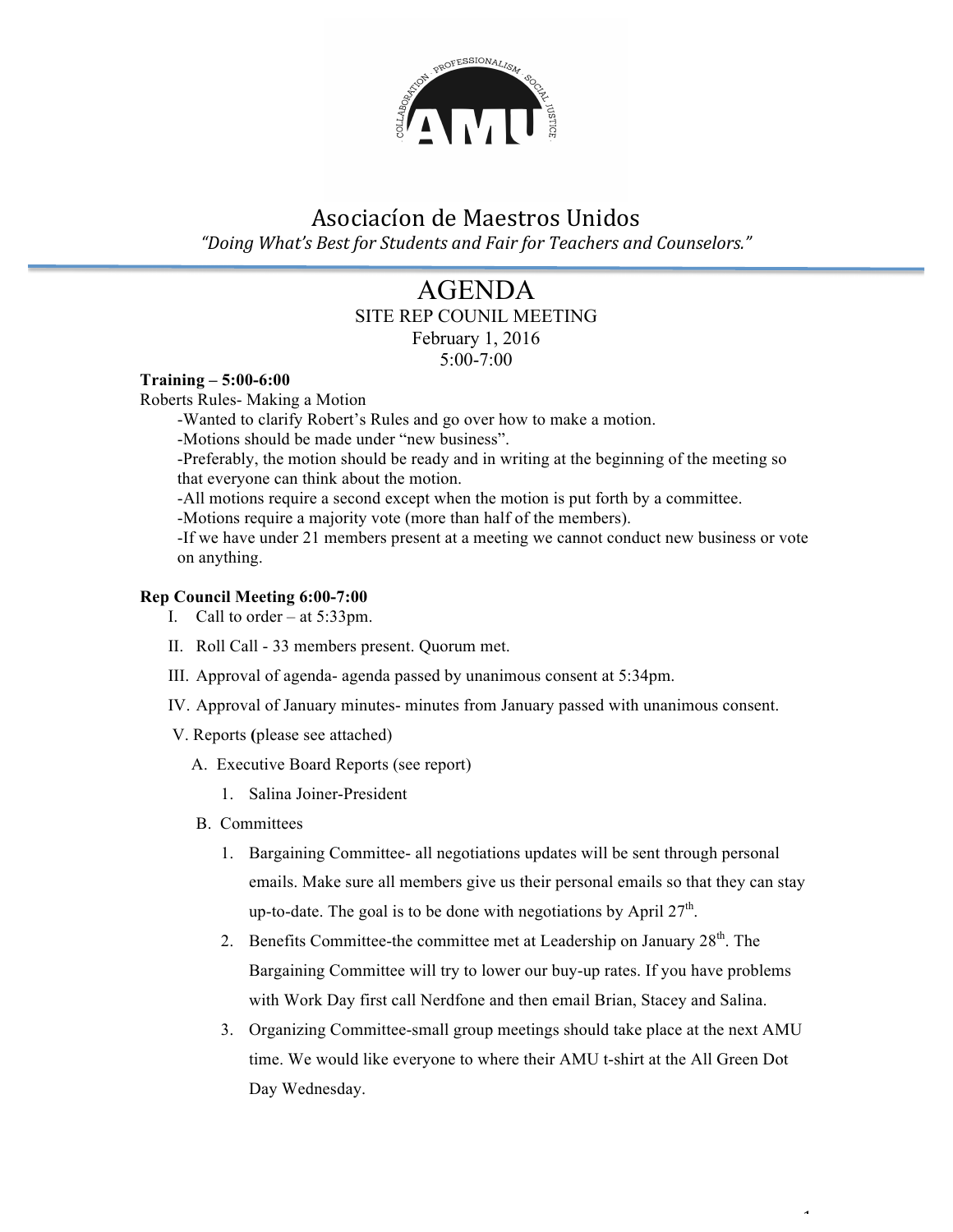# Asociacíon de Maestros Unidos

*"Doing What's Best for Students and Fair for Teachers and Counselors."*

## AGENDA

SITE REP COUNIL MEETING
February 1, 2016
5:00-7:00

**Training – 5:00-6:00**

Roberts Rules- Making a Motion

- -Wanted to clarify Robert's Rules and go over how to make a motion.
- -Motions should be made under "new business".
- -Preferably, the motion should be ready and in writing at the beginning of the meeting so that everyone can think about the motion.
- -All motions require a second except when the motion is put forth by a committee.
- -Motions require a majority vote (more than half of the members).
- -If we have under 21 members present at a meeting we cannot conduct new business or vote on anything.

**Rep Council Meeting 6:00-7:00**

I. Call to order – at 5:33pm.

II. Roll Call - 33 members present. Quorum met.

III. Approval of agenda- agenda passed by unanimous consent at 5:34pm.

IV. Approval of January minutes- minutes from January passed with unanimous consent.

V. Reports **(**please see attached)

A. Executive Board Reports (see report)

1. Salina Joiner-President

B. Committees

1. Bargaining Committee- all negotiations updates will be sent through personal emails. Make sure all members give us their personal emails so that they can stay up-to-date. The goal is to be done with negotiations by April 27th.
2. Benefits Committee-the committee met at Leadership on January 28th. The Bargaining Committee will try to lower our buy-up rates. If you have problems with Work Day first call Nerdfone and then email Brian, Stacey and Salina.
3. Organizing Committee-small group meetings should take place at the next AMU time. We would like everyone to where their AMU t-shirt at the All Green Dot Day Wednesday.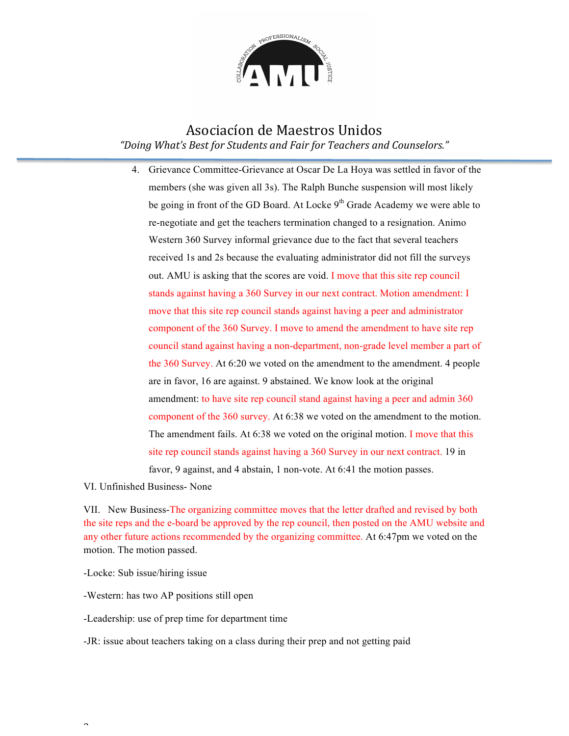4. Grievance Committee-Grievance at Oscar De La Hoya was settled in favor of the members (she was given all 3s). The Ralph Bunche suspension will most likely be going in front of the GD Board. At Locke 9th Grade Academy we were able to re-negotiate and get the teachers termination changed to a resignation. Animo Western 360 Survey informal grievance due to the fact that several teachers received 1s and 2s because the evaluating administrator did not fill the surveys out. AMU is asking that the scores are void. I move that this site rep council stands against having a 360 Survey in our next contract. Motion amendment: I move that this site rep council stands against having a peer and administrator component of the 360 Survey. I move to amend the amendment to have site rep council stand against having a non-department, non-grade level member a part of the 360 Survey. At 6:20 we voted on the amendment to the amendment. 4 people are in favor, 16 are against. 9 abstained. We know look at the original amendment: to have site rep council stand against having a peer and admin 360 component of the 360 survey. At 6:38 we voted on the amendment to the motion. The amendment fails. At 6:38 we voted on the original motion. I move that this site rep council stands against having a 360 Survey in our next contract. 19 in favor, 9 against, and 4 abstain, 1 non-vote. At 6:41 the motion passes.

VI. Unfinished Business- None

VII. New Business-The organizing committee moves that the letter drafted and revised by both the site reps and the e-board be approved by the rep council, then posted on the AMU website and any other future actions recommended by the organizing committee. At 6:47pm we voted on the motion. The motion passed.

-Locke: Sub issue/hiring issue

-Western: has two AP positions still open

-Leadership: use of prep time for department time

-JR: issue about teachers taking on a class during their prep and not getting paid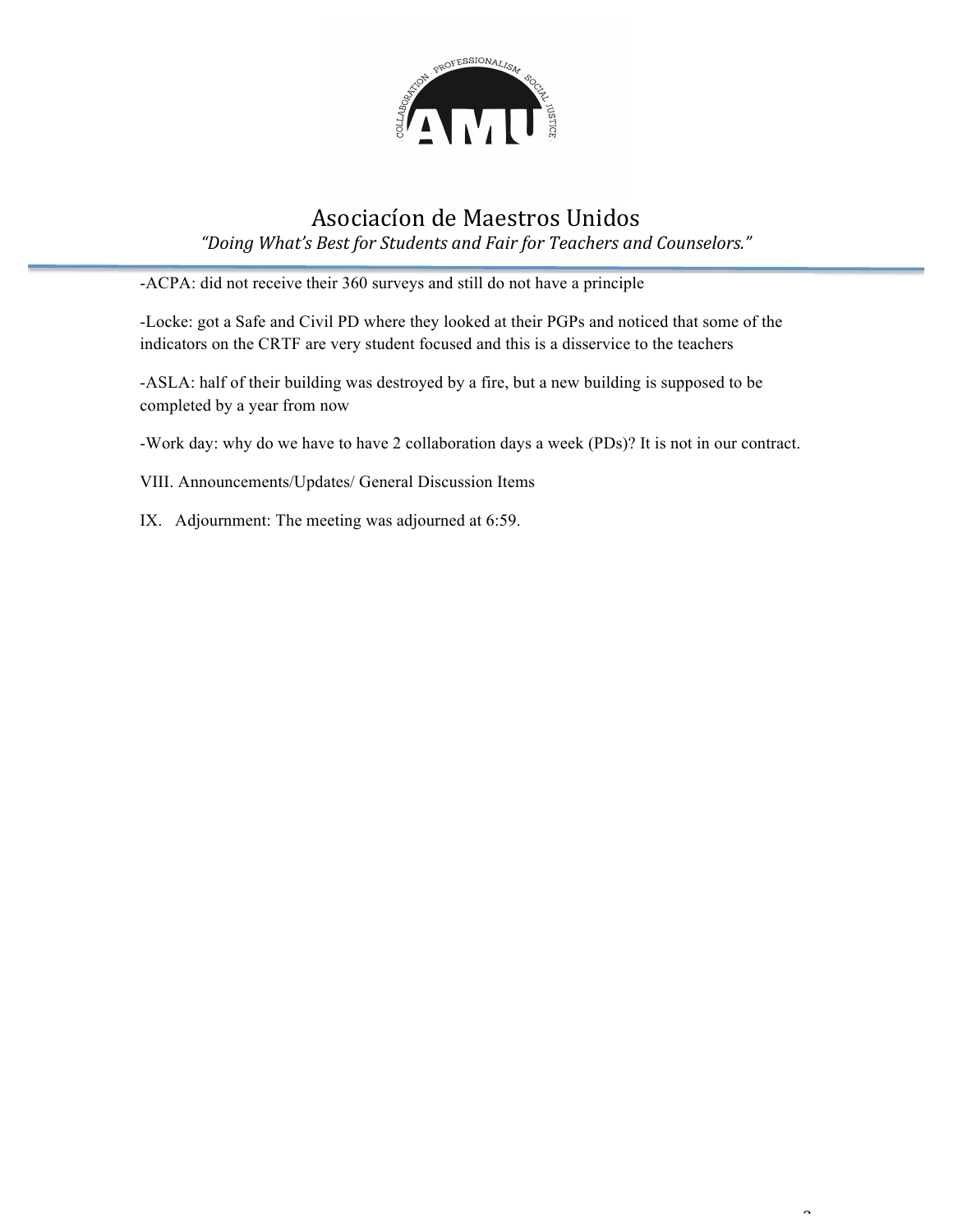-ACPA: did not receive their 360 surveys and still do not have a principle

-Locke: got a Safe and Civil PD where they looked at their PGPs and noticed that some of the indicators on the CRTF are very student focused and this is a disservice to the teachers

-ASLA: half of their building was destroyed by a fire, but a new building is supposed to be completed by a year from now

-Work day: why do we have to have 2 collaboration days a week (PDs)? It is not in our contract.

VIII. Announcements/Updates/ General Discussion Items

IX. Adjournment: The meeting was adjourned at 6:59.